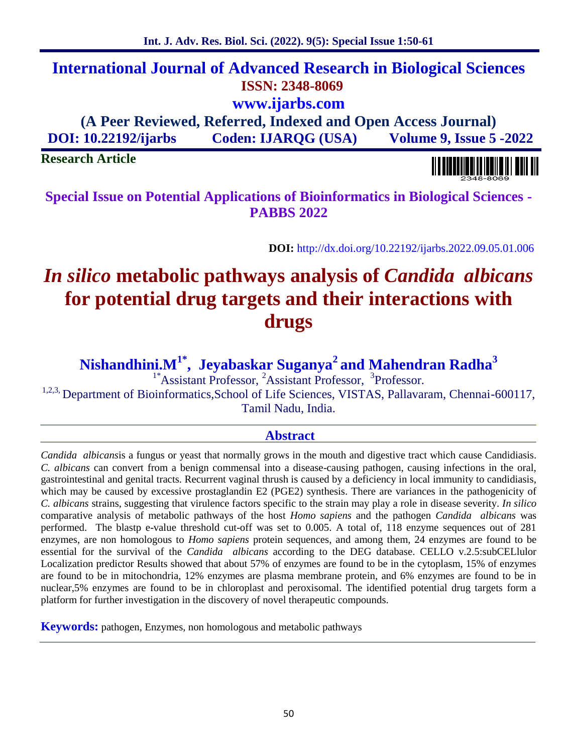# International Journal of Advanced Research in Biological Sciences

**ISSN: 2348-8069**

**www.ijarbs.com**

**(A Peer Reviewed, Referred, Indexed and Open Access Journal)**

**DOI: 10.22192/ijarbs Coden: IJARQG (USA) Volume 9, Issue 5 -2022**

**Research Article**

**Special Issue on Potential Applications of Bioinformatics in Biological Sciences - PABBS 2022**

**DOI:** http://dx.doi.org/10.22192/ijarbs.2022.09.05.01.006

# *In silico* metabolic pathways analysis of *Candida albicans* for potential drug targets and their interactions with drugs

**Nishandhini.M[1*], Jeyabaskar Suganya[2] and Mahendran Radha[3]**

[1*]Assistant Professor, [2]Assistant Professor, [3]Professor.

[1,2,3,] Department of Bioinformatics,School of Life Sciences, VISTAS, Pallavaram, Chennai-600117, Tamil Nadu, India.

## Abstract

*Candida albicans*is a fungus or yeast that normally grows in the mouth and digestive tract which cause Candidiasis. *C. albicans* can convert from a benign commensal into a disease-causing pathogen, causing infections in the oral, gastrointestinal and genital tracts. Recurrent vaginal thrush is caused by a deficiency in local immunity to candidiasis, which may be caused by excessive prostaglandin E2 (PGE2) synthesis. There are variances in the pathogenicity of *C. albicans* strains, suggesting that virulence factors specific to the strain may play a role in disease severity. *In silico* comparative analysis of metabolic pathways of the host *Homo sapiens* and the pathogen *Candida albicans* was performed. The blastp e-value threshold cut-off was set to 0.005. A total of, 118 enzyme sequences out of 281 enzymes, are non homologous to *Homo sapiens* protein sequences, and among them, 24 enzymes are found to be essential for the survival of the *Candida albicans* according to the DEG database. CELLO v.2.5:subCELlulor Localization predictor Results showed that about 57% of enzymes are found to be in the cytoplasm, 15% of enzymes are found to be in mitochondria, 12% enzymes are plasma membrane protein, and 6% enzymes are found to be in nuclear,5% enzymes are found to be in chloroplast and peroxisomal. The identified potential drug targets form a platform for further investigation in the discovery of novel therapeutic compounds.

**Keywords:** pathogen, Enzymes, non homologous and metabolic pathways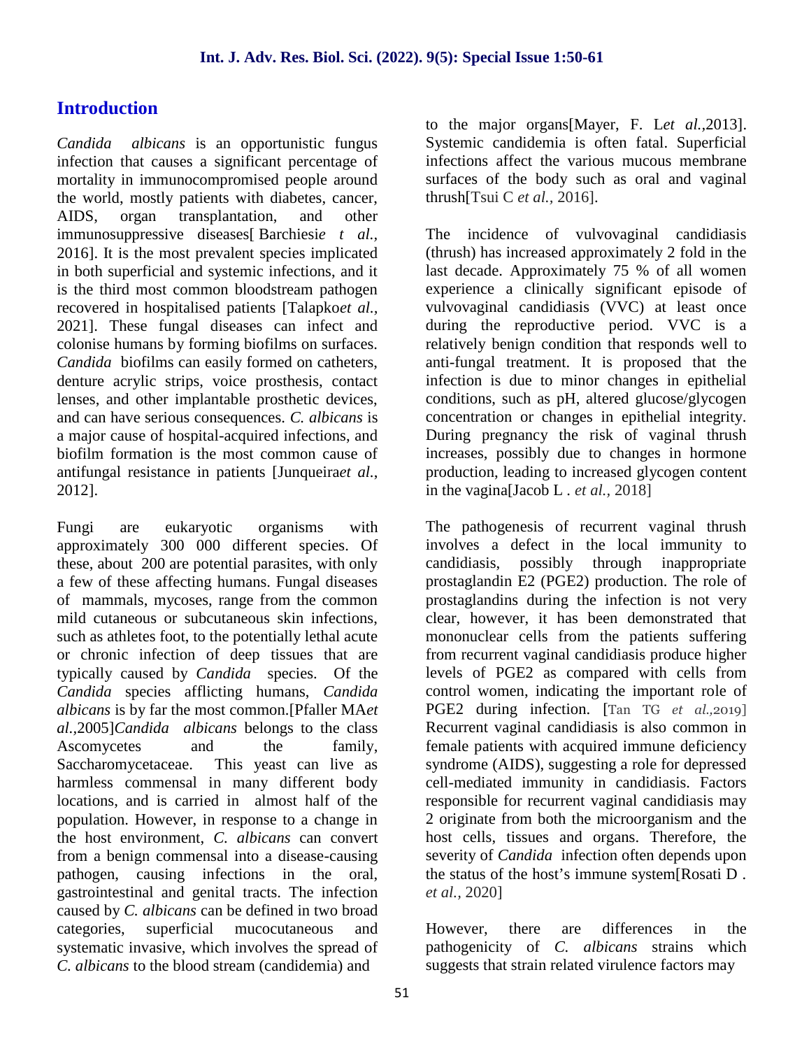## Introduction

*Candida albicans* is an opportunistic fungus infection that causes a significant percentage of mortality in immunocompromised people around the world, mostly patients with diabetes, cancer, AIDS, organ transplantation, and other immunosuppressive diseases[ Barchiesi*e t al.*, 2016]. It is the most prevalent species implicated in both superficial and systemic infections, and it is the third most common bloodstream pathogen recovered in hospitalised patients [Talapko*et al.*, 2021]. These fungal diseases can infect and colonise humans by forming biofilms on surfaces. *Candida* biofilms can easily formed on catheters, denture acrylic strips, voice prosthesis, contact lenses, and other implantable prosthetic devices, and can have serious consequences. *C. albicans* is a major cause of hospital-acquired infections, and biofilm formation is the most common cause of antifungal resistance in patients [Junqueira*et al.*, 2012].

Fungi are eukaryotic organisms with approximately 300 000 different species. Of these, about 200 are potential parasites, with only a few of these affecting humans. Fungal diseases of mammals, mycoses, range from the common mild cutaneous or subcutaneous skin infections, such as athletes foot, to the potentially lethal acute or chronic infection of deep tissues that are typically caused by *Candida* species. Of the *Candida* species afflicting humans, *Candida albicans* is by far the most common.[Pfaller MA*et al.*,2005]*Candida albicans* belongs to the class Ascomycetes and the family, Saccharomycetaceae. This yeast can live as harmless commensal in many different body locations, and is carried in almost half of the population. However, in response to a change in the host environment, *C. albicans* can convert from a benign commensal into a disease-causing pathogen, causing infections in the oral, gastrointestinal and genital tracts. The infection caused by *C. albicans* can be defined in two broad categories, superficial mucocutaneous and systematic invasive, which involves the spread of *C. albicans* to the blood stream (candidemia) and to the major organs[Mayer, F. L*et al.*,2013]. Systemic candidemia is often fatal. Superficial infections affect the various mucous membrane surfaces of the body such as oral and vaginal thrush[Tsui C *et al.*, 2016].

The incidence of vulvovaginal candidiasis (thrush) has increased approximately 2 fold in the last decade. Approximately 75 % of all women experience a clinically significant episode of vulvovaginal candidiasis (VVC) at least once during the reproductive period. VVC is a relatively benign condition that responds well to anti-fungal treatment. It is proposed that the infection is due to minor changes in epithelial conditions, such as pH, altered glucose/glycogen concentration or changes in epithelial integrity. During pregnancy the risk of vaginal thrush increases, possibly due to changes in hormone production, leading to increased glycogen content in the vagina[Jacob L . *et al.*, 2018]

The pathogenesis of recurrent vaginal thrush involves a defect in the local immunity to candidiasis, possibly through inappropriate prostaglandin E2 (PGE2) production. The role of prostaglandins during the infection is not very clear, however, it has been demonstrated that mononuclear cells from the patients suffering from recurrent vaginal candidiasis produce higher levels of PGE2 as compared with cells from control women, indicating the important role of PGE2 during infection. [Tan TG *et al.*,2019] Recurrent vaginal candidiasis is also common in female patients with acquired immune deficiency syndrome (AIDS), suggesting a role for depressed cell-mediated immunity in candidiasis. Factors responsible for recurrent vaginal candidiasis may 2 originate from both the microorganism and the host cells, tissues and organs. Therefore, the severity of *Candida* infection often depends upon the status of the host's immune system[Rosati D . *et al.*, 2020]

However, there are differences in the pathogenicity of *C. albicans* strains which suggests that strain related virulence factors may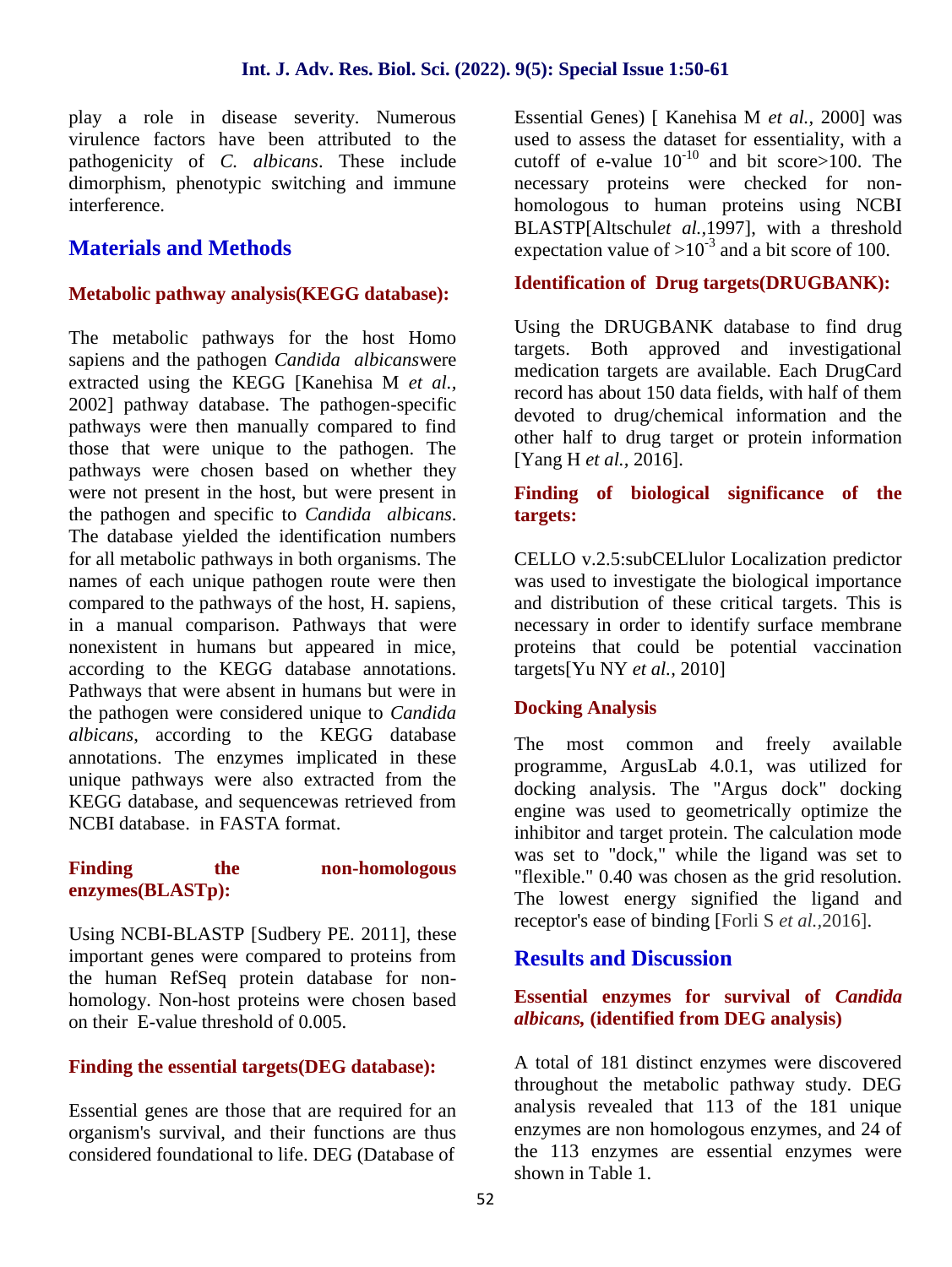play a role in disease severity. Numerous virulence factors have been attributed to the pathogenicity of *C. albicans*. These include dimorphism, phenotypic switching and immune interference.

## Materials and Methods

### Metabolic pathway analysis(KEGG database):

The metabolic pathways for the host Homo sapiens and the pathogen *Candida albicans*were extracted using the KEGG [Kanehisa M *et al.,* 2002] pathway database. The pathogen-specific pathways were then manually compared to find those that were unique to the pathogen. The pathways were chosen based on whether they were not present in the host, but were present in the pathogen and specific to *Candida albicans*. The database yielded the identification numbers for all metabolic pathways in both organisms. The names of each unique pathogen route were then compared to the pathways of the host, H. sapiens, in a manual comparison. Pathways that were nonexistent in humans but appeared in mice, according to the KEGG database annotations. Pathways that were absent in humans but were in the pathogen were considered unique to *Candida albicans*, according to the KEGG database annotations. The enzymes implicated in these unique pathways were also extracted from the KEGG database, and sequencewas retrieved from NCBI database. in FASTA format.

### Finding the non-homologous enzymes(BLASTp):

Using NCBI-BLASTP [Sudbery PE. 2011], these important genes were compared to proteins from the human RefSeq protein database for non-homology. Non-host proteins were chosen based on their E-value threshold of 0.005.

### Finding the essential targets(DEG database):

Essential genes are those that are required for an organism's survival, and their functions are thus considered foundational to life. DEG (Database of Essential Genes) [ Kanehisa M *et al.,* 2000] was used to assess the dataset for essentiality, with a cutoff of e-value $10^{-10}$ and bit score>100. The necessary proteins were checked for non-homologous to human proteins using NCBI BLASTP[Altschul*et al.,*1997], with a threshold expectation value of $>10^{-3}$ and a bit score of 100.

### Identification of Drug targets(DRUGBANK):

Using the DRUGBANK database to find drug targets. Both approved and investigational medication targets are available. Each DrugCard record has about 150 data fields, with half of them devoted to drug/chemical information and the other half to drug target or protein information [Yang H *et al.,* 2016].

### Finding of biological significance of the targets:

CELLO v.2.5:subCELlulor Localization predictor was used to investigate the biological importance and distribution of these critical targets. This is necessary in order to identify surface membrane proteins that could be potential vaccination targets[Yu NY *et al.,* 2010]

### Docking Analysis

The most common and freely available programme, ArgusLab 4.0.1, was utilized for docking analysis. The "Argus dock" docking engine was used to geometrically optimize the inhibitor and target protein. The calculation mode was set to "dock," while the ligand was set to "flexible." 0.40 was chosen as the grid resolution. The lowest energy signified the ligand and receptor's ease of binding [Forli S *et al.,*2016].

## Results and Discussion

### Essential enzymes for survival of *Candida albicans,* (identified from DEG analysis)

A total of 181 distinct enzymes were discovered throughout the metabolic pathway study. DEG analysis revealed that 113 of the 181 unique enzymes are non homologous enzymes, and 24 of the 113 enzymes are essential enzymes were shown in Table 1.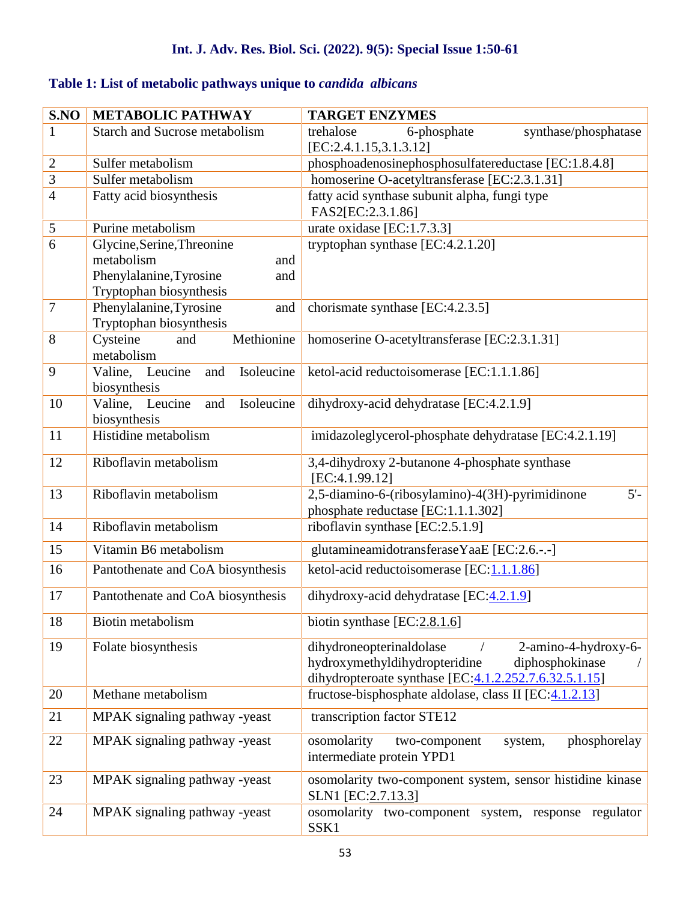**Table 1: List of metabolic pathways unique to *candida albicans***

| S.NO | METABOLIC PATHWAY | TARGET ENZYMES |
|---|---|---|
| 1 | Starch and Sucrose metabolism | trehalose 6-phosphate synthase/phosphatase [EC:2.4.1.15,3.1.3.12] |
| 2 | Sulfer metabolism | phosphoadenosinephosphosulfatereductase [EC:1.8.4.8] |
| 3 | Sulfer metabolism | homoserine O-acetyltransferase [EC:2.3.1.31] |
| 4 | Fatty acid biosynthesis | fatty acid synthase subunit alpha, fungi type FAS2[EC:2.3.1.86] |
| 5 | Purine metabolism | urate oxidase [EC:1.7.3.3] |
| 6 | Glycine,Serine,Threonine metabolism and Phenylalanine,Tyrosine and Tryptophan biosynthesis | tryptophan synthase [EC:4.2.1.20] |
| 7 | Phenylalanine,Tyrosine and Tryptophan biosynthesis | chorismate synthase [EC:4.2.3.5] |
| 8 | Cysteine and Methionine metabolism | homoserine O-acetyltransferase [EC:2.3.1.31] |
| 9 | Valine, Leucine and Isoleucine biosynthesis | ketol-acid reductoisomerase [EC:1.1.1.86] |
| 10 | Valine, Leucine and Isoleucine biosynthesis | dihydroxy-acid dehydratase [EC:4.2.1.9] |
| 11 | Histidine metabolism | imidazoleglycerol-phosphate dehydratase [EC:4.2.1.19] |
| 12 | Riboflavin metabolism | 3,4-dihydroxy 2-butanone 4-phosphate synthase [EC:4.1.99.12] |
| 13 | Riboflavin metabolism | 2,5-diamino-6-(ribosylamino)-4(3H)-pyrimidinone 5'-phosphate reductase [EC:1.1.1.302] |
| 14 | Riboflavin metabolism | riboflavin synthase [EC:2.5.1.9] |
| 15 | Vitamin B6 metabolism | glutamineamidotransferaseYaaE [EC:2.6.-.-] |
| 16 | Pantothenate and CoA biosynthesis | ketol-acid reductoisomerase [EC:1.1.1.86] |
| 17 | Pantothenate and CoA biosynthesis | dihydroxy-acid dehydratase [EC:4.2.1.9] |
| 18 | Biotin metabolism | biotin synthase [EC:2.8.1.6] |
| 19 | Folate biosynthesis | dihydroneopterinaldolase / 2-amino-4-hydroxy-6-hydroxymethyldihydropteridine diphosphokinase / dihydropteroate synthase [EC:4.1.2.252.7.6.32.5.1.15] |
| 20 | Methane metabolism | fructose-bisphosphate aldolase, class II [EC:4.1.2.13] |
| 21 | MPAK signaling pathway -yeast | transcription factor STE12 |
| 22 | MPAK signaling pathway -yeast | osomolarity two-component system, phosphorelay intermediate protein YPD1 |
| 23 | MPAK signaling pathway -yeast | osomolarity two-component system, sensor histidine kinase SLN1 [EC:2.7.13.3] |
| 24 | MPAK signaling pathway -yeast | osomolarity two-component system, response regulator SSK1 |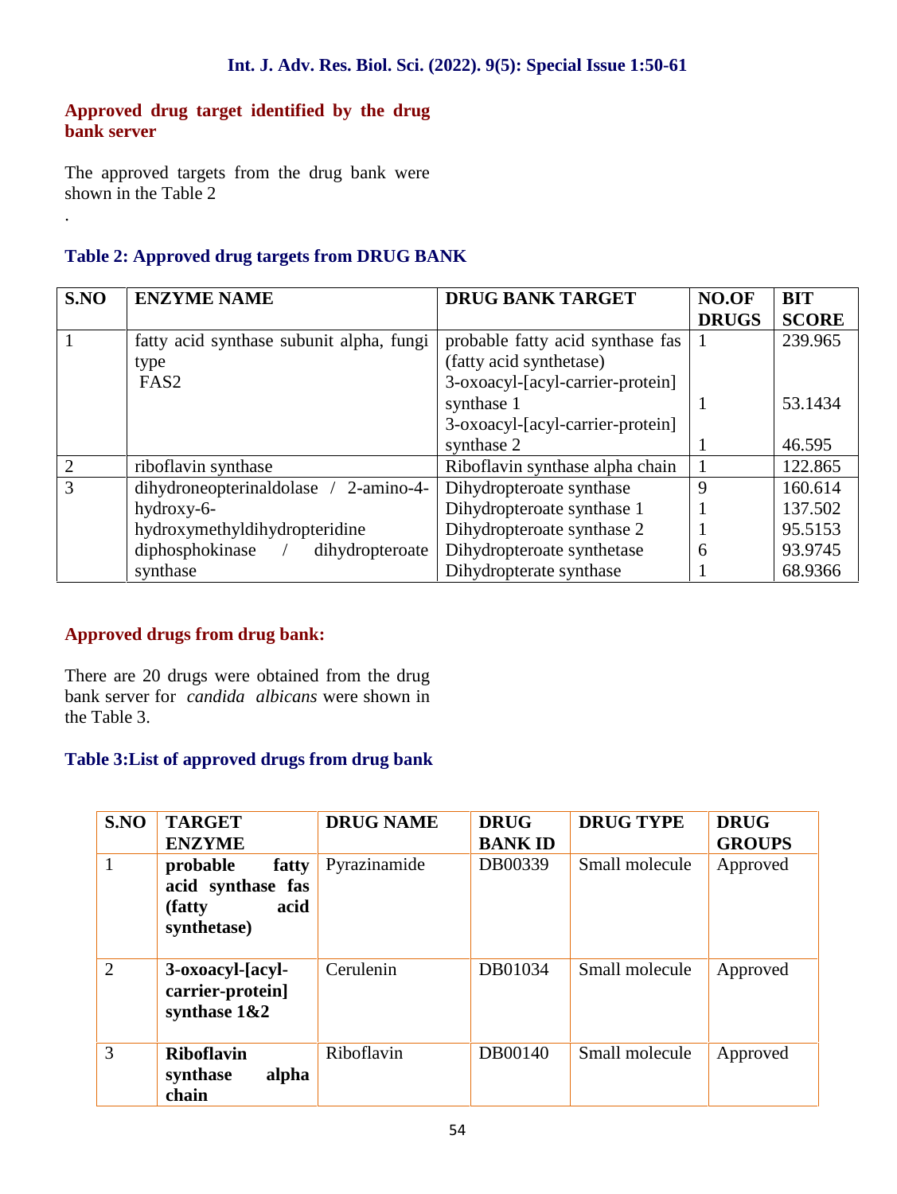## Approved drug target identified by the drug bank server

The approved targets from the drug bank were shown in the Table 2

.

### Table 2: Approved drug targets from DRUG BANK

| S.NO | ENZYME NAME | DRUG BANK TARGET | NO.OF DRUGS | BIT SCORE |
|---|---|---|---|---|
| 1 | fatty acid synthase subunit alpha, fungi type FAS2 | probable fatty acid synthase fas (fatty acid synthetase) | 1 | 239.965 |
| | | 3-oxoacyl-[acyl-carrier-protein] synthase 1 | 1 | 53.1434 |
| | | 3-oxoacyl-[acyl-carrier-protein] synthase 2 | 1 | 46.595 |
| 2 | riboflavin synthase | Riboflavin synthase alpha chain | 1 | 122.865 |
| 3 | dihydroneopterinaldolase / 2-amino-4-hydroxy-6-hydroxymethyldihydropteridine diphosphokinase / dihydropteroate synthase | Dihydropteroate synthase | 9 | 160.614 |
| | | Dihydropteroate synthase 1 | 1 | 137.502 |
| | | Dihydropteroate synthase 2 | 1 | 95.5153 |
| | | Dihydropteroate synthetase | 6 | 93.9745 |
| | | Dihydropterate synthase | 1 | 68.9366 |

## Approved drugs from drug bank:

There are 20 drugs were obtained from the drug bank server for *candida albicans* were shown in the Table 3.

### Table 3:List of approved drugs from drug bank

| S.NO | TARGET ENZYME | DRUG NAME | DRUG BANK ID | DRUG TYPE | DRUG GROUPS |
|---|---|---|---|---|---|
| 1 | **probable fatty acid synthase fas (fatty acid synthetase)** | Pyrazinamide | DB00339 | Small molecule | Approved |
| 2 | **3-oxoacyl-[acyl-carrier-protein] synthase 1&2** | Cerulenin | DB01034 | Small molecule | Approved |
| 3 | **Riboflavin synthase alpha chain** | Riboflavin | DB00140 | Small molecule | Approved |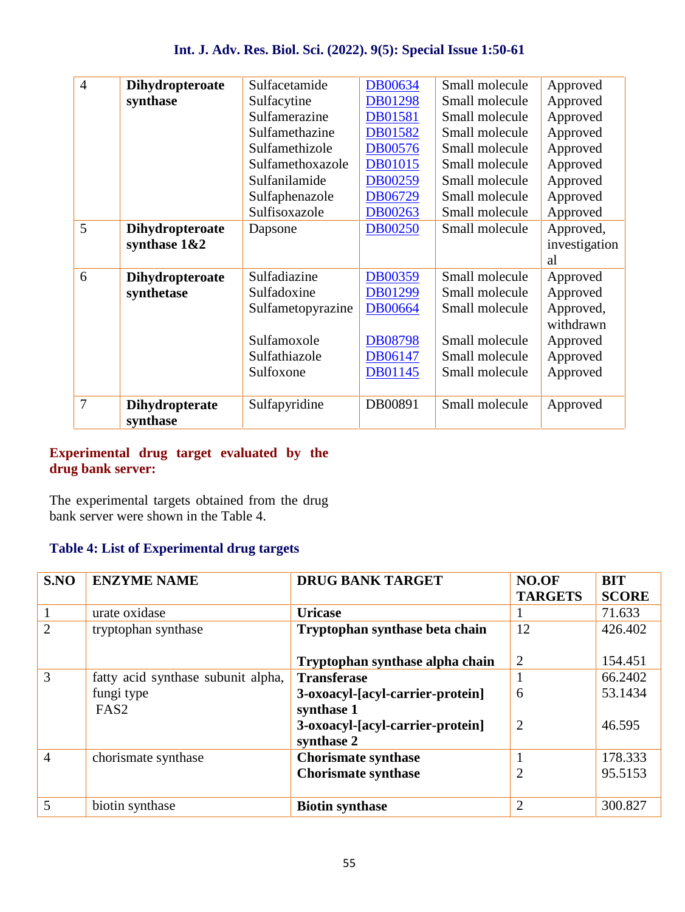| 4 | **Dihydropteroate synthase** | Sulfacetamide<br>Sulfacytine<br>Sulfamerazine<br>Sulfamethazine<br>Sulfamethizole<br>Sulfamethoxazole<br>Sulfanilamide<br>Sulfaphenazole<br>Sulfisoxazole | DB00634<br>DB01298<br>DB01581<br>DB01582<br>DB00576<br>DB01015<br>DB00259<br>DB06729<br>DB00263 | Small molecule<br>Small molecule<br>Small molecule<br>Small molecule<br>Small molecule<br>Small molecule<br>Small molecule<br>Small molecule<br>Small molecule | Approved<br>Approved<br>Approved<br>Approved<br>Approved<br>Approved<br>Approved<br>Approved<br>Approved |
|---|---|---|---|---|---|
| 5 | **Dihydropteroate synthase 1&2** | Dapsone | DB00250 | Small molecule | Approved, investigational |
| 6 | **Dihydropteroate synthetase** | Sulfadiazine<br>Sulfadoxine<br>Sulfametopyrazine<br>Sulfamoxole<br>Sulfathiazole<br>Sulfoxone | DB00359<br>DB01299<br>DB00664<br>DB08798<br>DB06147<br>DB01145 | Small molecule<br>Small molecule<br>Small molecule<br>Small molecule<br>Small molecule<br>Small molecule | Approved<br>Approved<br>Approved, withdrawn<br>Approved<br>Approved<br>Approved |
| 7 | **Dihydropterate synthase** | Sulfapyridine | DB00891 | Small molecule | Approved |

## Experimental drug target evaluated by the drug bank server:

The experimental targets obtained from the drug bank server were shown in the Table 4.

**Table 4: List of Experimental drug targets**

| S.NO | ENZYME NAME | DRUG BANK TARGET | NO.OF TARGETS | BIT SCORE |
|---|---|---|---|---|
| 1 | urate oxidase | **Uricase** | 1 | 71.633 |
| 2 | tryptophan synthase | **Tryptophan synthase beta chain**<br>**Tryptophan synthase alpha chain** | 12<br>2 | 426.402<br>154.451 |
| 3 | fatty acid synthase subunit alpha, fungi type FAS2 | **Transferase**<br>**3-oxoacyl-[acyl-carrier-protein] synthase 1**<br>**3-oxoacyl-[acyl-carrier-protein] synthase 2** | 1<br>6<br>2 | 66.2402<br>53.1434<br>46.595 |
| 4 | chorismate synthase | **Chorismate synthase**<br>**Chorismate synthase** | 1<br>2 | 178.333<br>95.5153 |
| 5 | biotin synthase | **Biotin synthase** | 2 | 300.827 |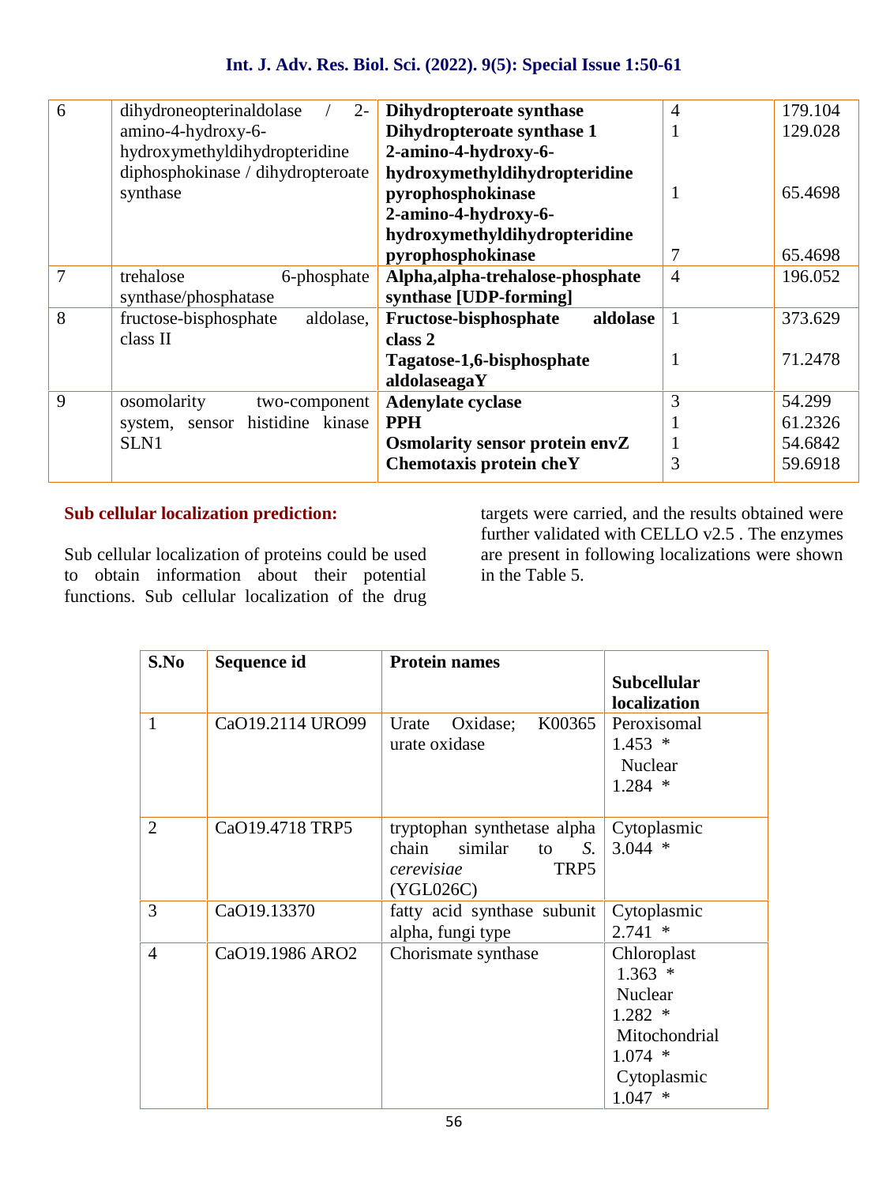| 6 | dihydroneopterinaldolase / 2-amino-4-hydroxy-6-hydroxymethyldihydropteridine diphosphokinase / dihydropteroate synthase | **Dihydropteroate synthase**<br>**Dihydropteroate synthase 1**<br>**2-amino-4-hydroxy-6-hydroxymethyldihydropteridine pyrophosphokinase**<br>**2-amino-4-hydroxy-6-hydroxymethyldihydropteridine pyrophosphokinase** | 4<br>1<br>1<br>7 | 179.104<br>129.028<br>65.4698<br>65.4698 |
|---|---|---|---|---|
| 7 | trehalose 6-phosphate synthase/phosphatase | **Alpha,alpha-trehalose-phosphate synthase [UDP-forming]** | 4 | 196.052 |
| 8 | fructose-bisphosphate aldolase, class II | **Fructose-bisphosphate aldolase class 2**<br>**Tagatose-1,6-bisphosphate aldolaseagaY** | 1<br>1 | 373.629<br>71.2478 |
| 9 | osomolarity two-component system, sensor histidine kinase SLN1 | **Adenylate cyclase**<br>**PPH**<br>**Osmolarity sensor protein envZ**<br>**Chemotaxis protein cheY** | 3<br>1<br>1<br>3 | 54.299<br>61.2326<br>54.6842<br>59.6918 |

## Sub cellular localization prediction:

Sub cellular localization of proteins could be used to obtain information about their potential functions. Sub cellular localization of the drug targets were carried, and the results obtained were further validated with CELLO v2.5 . The enzymes are present in following localizations were shown in the Table 5.

| S.No | Sequence id | Protein names | Subcellular localization |
|---|---|---|---|
| 1 | CaO19.2114 URO99 | Urate Oxidase; K00365 urate oxidase | Peroxisomal 1.453 * Nuclear 1.284 * |
| 2 | CaO19.4718 TRP5 | tryptophan synthetase alpha chain similar to *S. cerevisiae* TRP5 (YGL026C) | Cytoplasmic 3.044 * |
| 3 | CaO19.13370 | fatty acid synthase subunit alpha, fungi type | Cytoplasmic 2.741 * |
| 4 | CaO19.1986 ARO2 | Chorismate synthase | Chloroplast 1.363 * Nuclear 1.282 * Mitochondrial 1.074 * Cytoplasmic 1.047 * |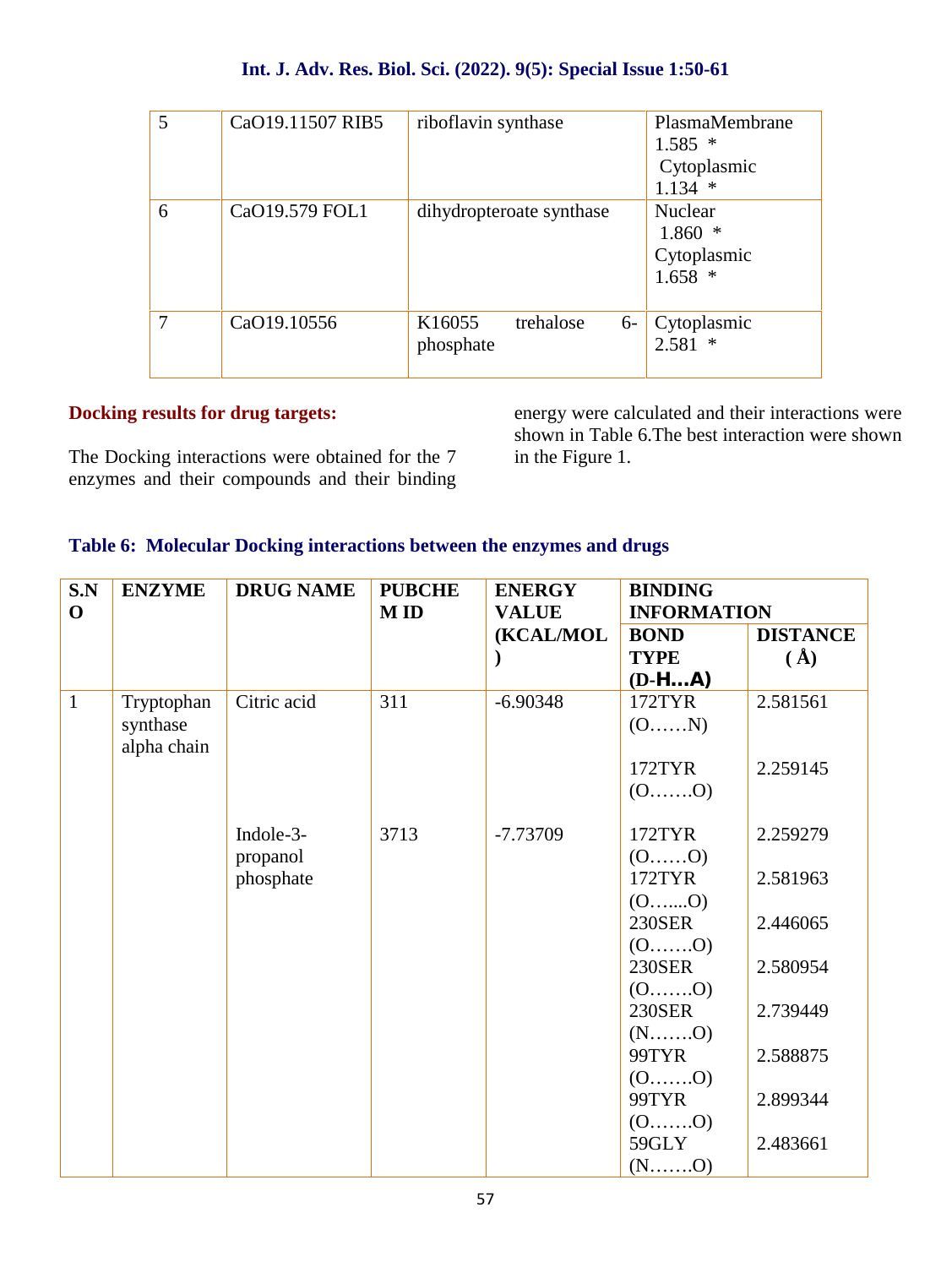| 5 | CaO19.11507 RIB5 | riboflavin synthase | PlasmaMembrane 1.585 * Cytoplasmic 1.134 * |
|---|---|---|---|
| 6 | CaO19.579 FOL1 | dihydropteroate synthase | Nuclear 1.860 * Cytoplasmic 1.658 * |
| 7 | CaO19.10556 | K16055 trehalose 6-phosphate | Cytoplasmic 2.581 * |

**Docking results for drug targets:**

The Docking interactions were obtained for the 7 enzymes and their compounds and their binding energy were calculated and their interactions were shown in Table 6.The best interaction were shown in the Figure 1.

**Table 6: Molecular Docking interactions between the enzymes and drugs**

| S.NO | ENZYME | DRUG NAME | PUBCHEM ID | ENERGY VALUE (KCAL/MOL) | BINDING INFORMATION | |
|---|---|---|---|---|---|---|
| | | | | | BOND TYPE (D-H…A) | DISTANCE (Å) |
| 1 | Tryptophan synthase alpha chain | Citric acid | 311 | -6.90348 | 172TYR (O……N) | 2.581561 |
| | | | | | 172TYR (O…….O) | 2.259145 |
| | | Indole-3-propanol phosphate | 3713 | -7.73709 | 172TYR (O……O) | 2.259279 |
| | | | | | 172TYR (O…....O) | 2.581963 |
| | | | | | 230SER (O…….O) | 2.446065 |
| | | | | | 230SER (O…….O) | 2.580954 |
| | | | | | 230SER (N…….O) | 2.739449 |
| | | | | | 99TYR (O…….O) | 2.588875 |
| | | | | | 99TYR (O…….O) | 2.899344 |
| | | | | | 59GLY (N…….O) | 2.483661 |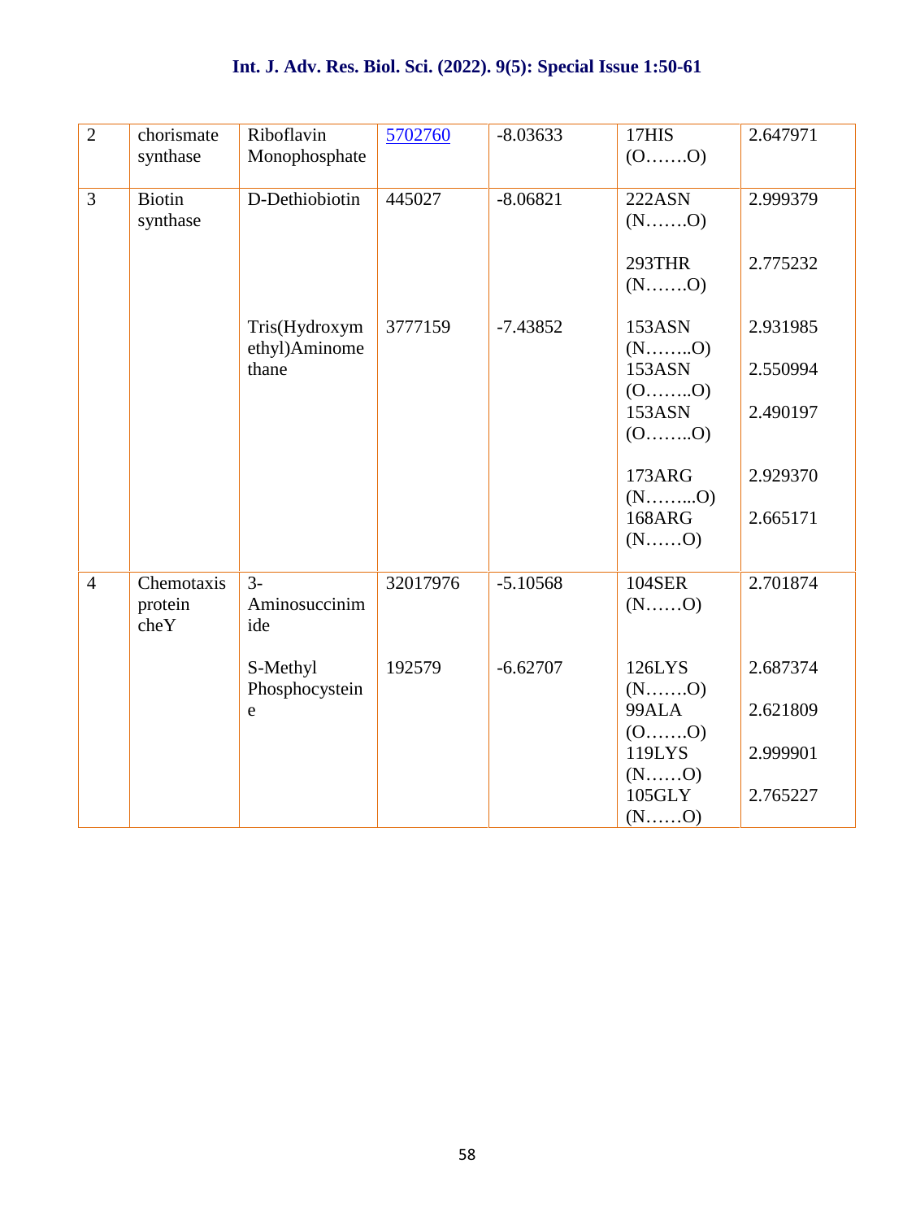| 2 | chorismate synthase | Riboflavin Monophosphate | [5702760]() | -8.03633 | 17HIS (O…….O) | 2.647971 |
|---|---|---|---|---|---|---|
| 3 | Biotin synthase | D-Dethiobiotin | 445027 | -8.06821 | 222ASN (N…….O)<br><br>293THR (N…….O) | 2.999379<br><br>2.775232 |
| | | Tris(Hydroxymethyl)Aminomethane | 3777159 | -7.43852 | 153ASN (N……..O)<br>153ASN (O……..O)<br>153ASN (O……..O)<br><br>173ARG (N……...O)<br>168ARG (N……O) | 2.931985<br>2.550994<br>2.490197<br><br>2.929370<br>2.665171 |
| 4 | Chemotaxis protein cheY | 3-Aminosuccinimide | 32017976 | -5.10568 | 104SER (N……O) | 2.701874 |
| | | S-Methyl Phosphocysteine | 192579 | -6.62707 | 126LYS (N…….O)<br>99ALA (O…….O)<br>119LYS (N……O)<br>105GLY (N……O) | 2.687374<br>2.621809<br>2.999901<br>2.765227 |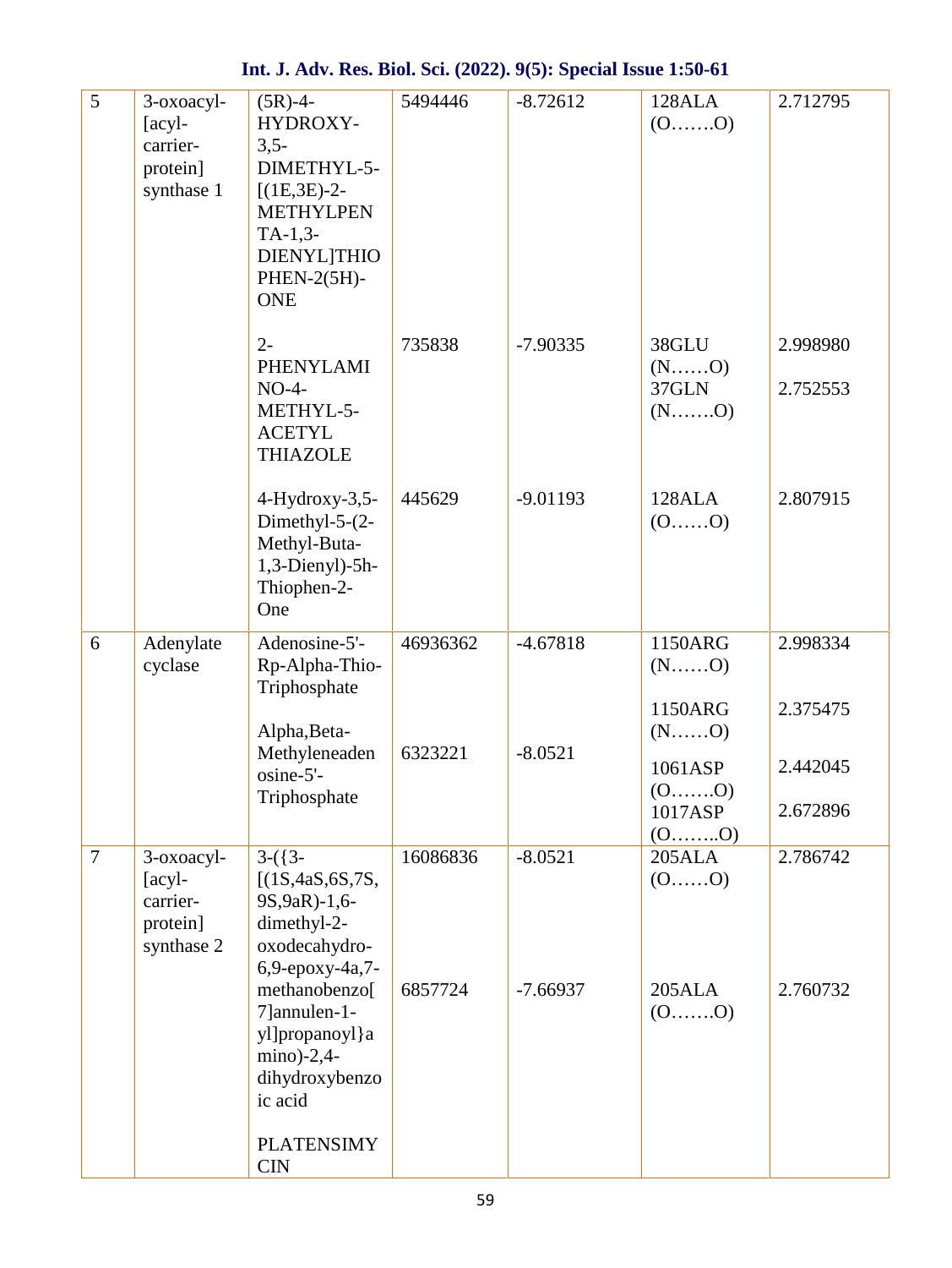| 5 | 3-oxoacyl-[acyl-carrier-protein] synthase 1 | (5R)-4-HYDROXY-3,5-DIMETHYL-5-[(1E,3E)-2-METHYLPENTA-1,3-DIENYL]THIOPHEN-2(5H)-ONE | 5494446 | -8.72612 | 128ALA (O…….O) | 2.712795 |
|---|---|---|---|---|---|---|
| | | 2-PHENYLAMINO-4-METHYL-5-ACETYL THIAZOLE | 735838 | -7.90335 | 38GLU (N……O)<br>37GLN (N…….O) | 2.998980<br>2.752553 |
| | | 4-Hydroxy-3,5-Dimethyl-5-(2-Methyl-Buta-1,3-Dienyl)-5h-Thiophen-2-One | 445629 | -9.01193 | 128ALA (O……O) | 2.807915 |
| 6 | Adenylate cyclase | Adenosine-5'-Rp-Alpha-Thio-Triphosphate | 46936362 | -4.67818 | 1150ARG (N……O)<br>1150ARG (N……O) | 2.998334<br>2.375475 |
| | | Alpha,Beta-Methyleneadenosine-5'-Triphosphate | 6323221 | -8.0521 | 1061ASP (O…….O)<br>1017ASP (O……..O) | 2.442045<br>2.672896 |
| 7 | 3-oxoacyl-[acyl-carrier-protein] synthase 2 | 3-({3-[(1S,4aS,6S,7S,9S,9aR)-1,6-dimethyl-2-oxodecahydro-6,9-epoxy-4a,7-methanobenzo[7]annulen-1-yl]propanoyl}amino)-2,4-dihydroxybenzoic acid | 16086836 | -8.0521 | 205ALA (O……O) | 2.786742 |
| | | PLATENSIMYCIN | 6857724 | -7.66937 | 205ALA (O…….O) | 2.760732 |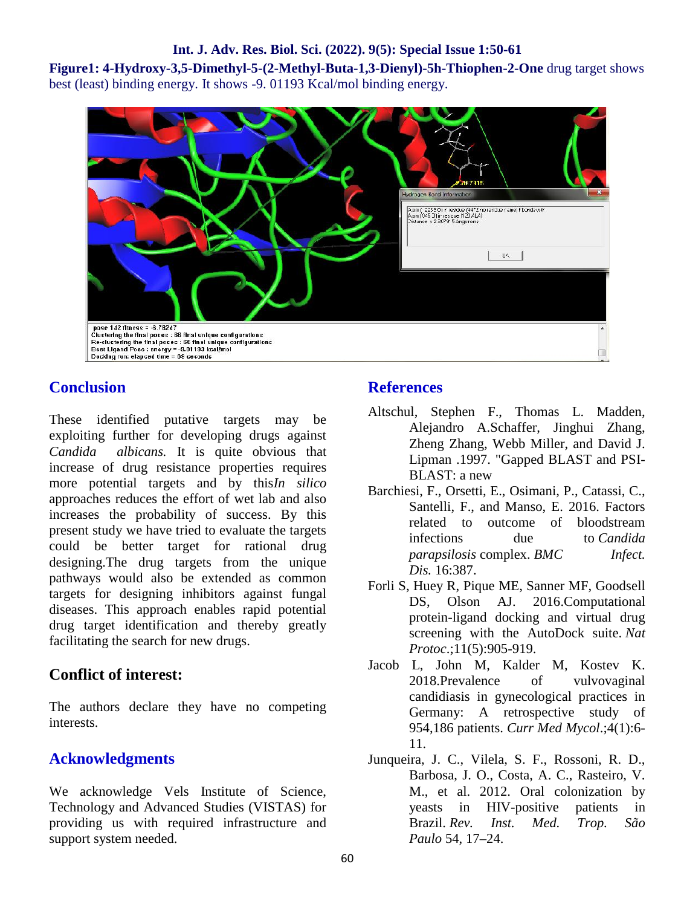**Figure1: 4-Hydroxy-3,5-Dimethyl-5-(2-Methyl-Buta-1,3-Dienyl)-5h-Thiophen-2-One** drug target shows best (least) binding energy. It shows -9. 01193 Kcal/mol binding energy.

## Conclusion

These identified putative targets may be exploiting further for developing drugs against *Candida albicans.* It is quite obvious that increase of drug resistance properties requires more potential targets and by this*In silico* approaches reduces the effort of wet lab and also increases the probability of success. By this present study we have tried to evaluate the targets could be better target for rational drug designing.The drug targets from the unique pathways would also be extended as common targets for designing inhibitors against fungal diseases. This approach enables rapid potential drug target identification and thereby greatly facilitating the search for new drugs.

## Conflict of interest:

The authors declare they have no competing interests.

## Acknowledgments

We acknowledge Vels Institute of Science, Technology and Advanced Studies (VISTAS) for providing us with required infrastructure and support system needed.

## References

Altschul, Stephen F., Thomas L. Madden, Alejandro A.Schaffer, Jinghui Zhang, Zheng Zhang, Webb Miller, and David J. Lipman .1997. "Gapped BLAST and PSI-BLAST: a new

Barchiesi, F., Orsetti, E., Osimani, P., Catassi, C., Santelli, F., and Manso, E. 2016. Factors related to outcome of bloodstream infections due to *Candida parapsilosis* complex. *BMC Infect. Dis.* 16:387.

Forli S, Huey R, Pique ME, Sanner MF, Goodsell DS, Olson AJ. 2016.Computational protein-ligand docking and virtual drug screening with the AutoDock suite. *Nat Protoc*.;11(5):905-919.

Jacob L, John M, Kalder M, Kostev K. 2018.Prevalence of vulvovaginal candidiasis in gynecological practices in Germany: A retrospective study of 954,186 patients. *Curr Med Mycol*.;4(1):6-11.

Junqueira, J. C., Vilela, S. F., Rossoni, R. D., Barbosa, J. O., Costa, A. C., Rasteiro, V. M., et al. 2012. Oral colonization by yeasts in HIV-positive patients in Brazil. *Rev. Inst. Med. Trop. São Paulo* 54, 17–24.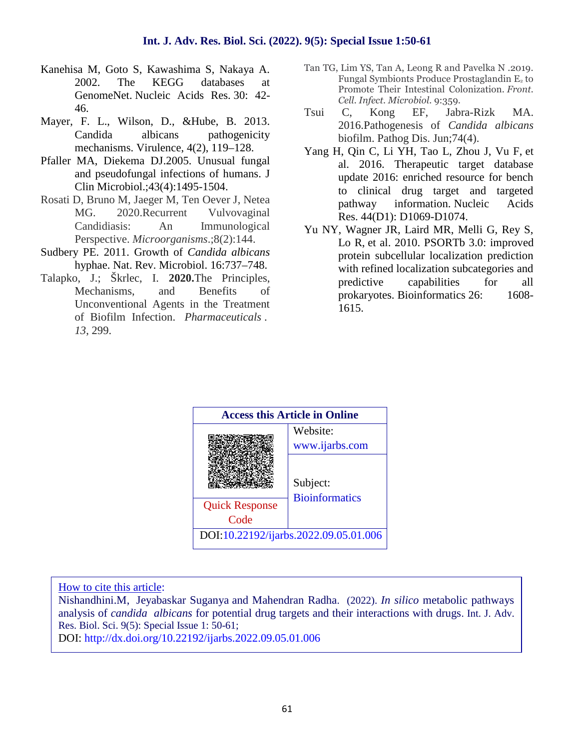Kanehisa M, Goto S, Kawashima S, Nakaya A. 2002. The KEGG databases at GenomeNet. Nucleic Acids Res. 30: 42-46.

Mayer, F. L., Wilson, D., &Hube, B. 2013. Candida albicans pathogenicity mechanisms. Virulence, 4(2), 119–128.

Pfaller MA, Diekema DJ.2005. Unusual fungal and pseudofungal infections of humans. J Clin Microbiol.;43(4):1495-1504.

Rosati D, Bruno M, Jaeger M, Ten Oever J, Netea MG. 2020.Recurrent Vulvovaginal Candidiasis: An Immunological Perspective. *Microorganisms*.;8(2):144.

Sudbery PE. 2011. Growth of *Candida albicans* hyphae. Nat. Rev. Microbiol. 16:737–748.

Talapko, J.; Škrlec, I. **2020.**The Principles, Mechanisms, and Benefits of Unconventional Agents in the Treatment of Biofilm Infection. *Pharmaceuticals* . *13*, 299.

Tan TG, Lim YS, Tan A, Leong R and Pavelka N .2019. Fungal Symbionts Produce Prostaglandin $E_2$ to Promote Their Intestinal Colonization. *Front. Cell. Infect. Microbiol.* 9:359.

Tsui C, Kong EF, Jabra-Rizk MA. 2016.Pathogenesis of *Candida albicans* biofilm. Pathog Dis. Jun;74(4).

Yang H, Qin C, Li YH, Tao L, Zhou J, Vu F, et al. 2016. Therapeutic target database update 2016: enriched resource for bench to clinical drug target and targeted pathway information. Nucleic Acids Res. 44(D1): D1069-D1074.

Yu NY, Wagner JR, Laird MR, Melli G, Rey S, Lo R, et al. 2010. PSORTb 3.0: improved protein subcellular localization prediction with refined localization subcategories and predictive capabilities for all prokaryotes. Bioinformatics 26: 1608-1615.

| Access this Article in Online | |
|---|---|
| | Website: www.ijarbs.com |
| Quick Response Code | Subject: Bioinformatics |
| DOI:10.22192/ijarbs.2022.09.05.01.006 | |

How to cite this article:
Nishandhini.M, Jeyabaskar Suganya and Mahendran Radha. (2022). *In silico* metabolic pathways analysis of *candida albicans* for potential drug targets and their interactions with drugs. Int. J. Adv. Res. Biol. Sci. 9(5): Special Issue 1: 50-61;
DOI: http://dx.doi.org/10.22192/ijarbs.2022.09.05.01.006